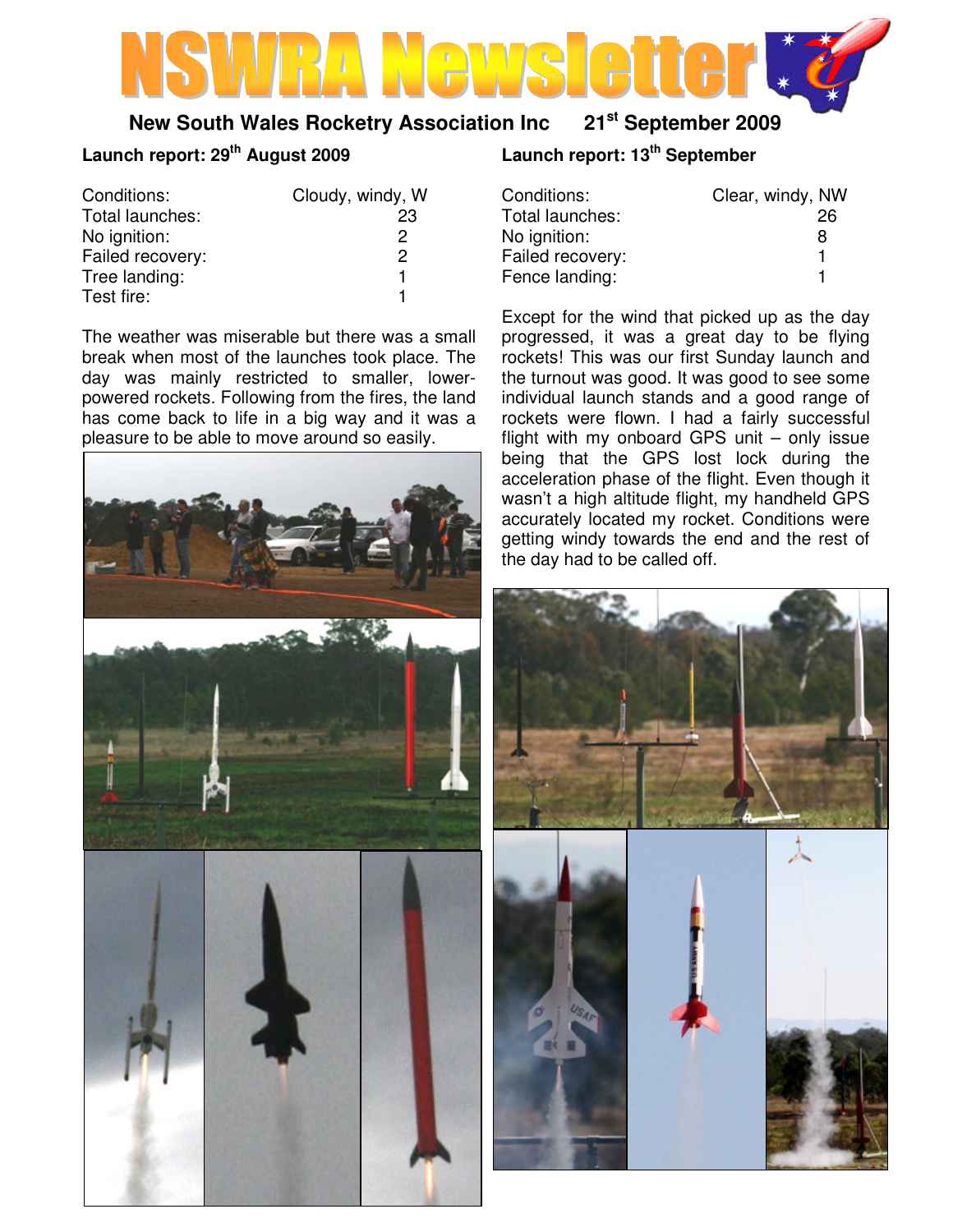# NSWRA Newsletter

**New South Wales Rocketry Association Inc 21st September 2009**

## Launch report: 29th August 2009

| Conditions: | Cloudy, windy, W |
|---|---|
| Total launches: | 23 |
| No ignition: | 2 |
| Failed recovery: | 2 |
| Tree landing: | 1 |
| Test fire: | 1 |

The weather was miserable but there was a small break when most of the launches took place. The day was mainly restricted to smaller, lower-powered rockets. Following from the fires, the land has come back to life in a big way and it was a pleasure to be able to move around so easily.

## Launch report: 13th September

| Conditions: | Clear, windy, NW |
|---|---|
| Total launches: | 26 |
| No ignition: | 8 |
| Failed recovery: | 1 |
| Fence landing: | 1 |

Except for the wind that picked up as the day progressed, it was a great day to be flying rockets! This was our first Sunday launch and the turnout was good. It was good to see some individual launch stands and a good range of rockets were flown. I had a fairly successful flight with my onboard GPS unit – only issue being that the GPS lost lock during the acceleration phase of the flight. Even though it wasn't a high altitude flight, my handheld GPS accurately located my rocket. Conditions were getting windy towards the end and the rest of the day had to be called off.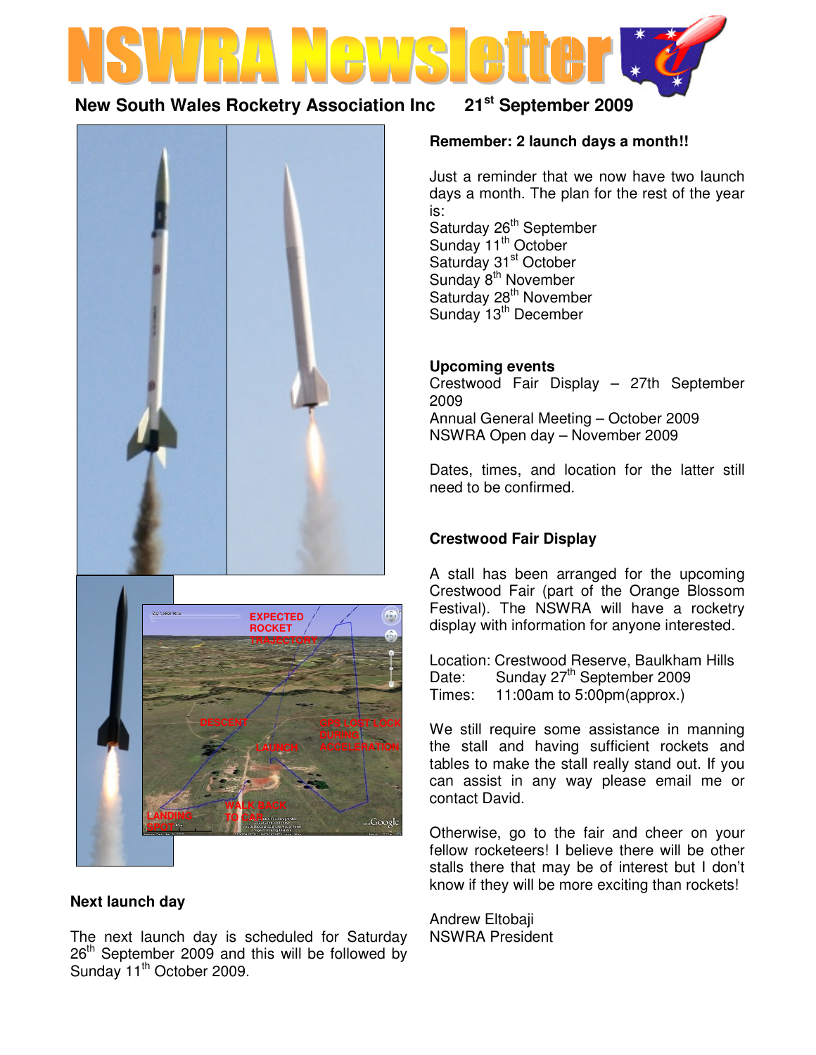# NSWRA Newsletter

**New South Wales Rocketry Association Inc** **21st September 2009**

EXPECTED ROCKET TRAJECTORY

DESCENT

GPS LOST LOCK DURING ACCELERATION

LAUNCH

WALK BACK TO CAR

LANDING SPOT

## Next launch day

The next launch day is scheduled for Saturday 26th September 2009 and this will be followed by Sunday 11th October 2009.

## Remember: 2 launch days a month!!

Just a reminder that we now have two launch days a month. The plan for the rest of the year is:

Saturday 26th September
Sunday 11th October
Saturday 31st October
Sunday 8th November
Saturday 28th November
Sunday 13th December

## Upcoming events

Crestwood Fair Display – 27th September 2009
Annual General Meeting – October 2009
NSWRA Open day – November 2009

Dates, times, and location for the latter still need to be confirmed.

## Crestwood Fair Display

A stall has been arranged for the upcoming Crestwood Fair (part of the Orange Blossom Festival). The NSWRA will have a rocketry display with information for anyone interested.

Location: Crestwood Reserve, Baulkham Hills
Date: Sunday 27th September 2009
Times: 11:00am to 5:00pm(approx.)

We still require some assistance in manning the stall and having sufficient rockets and tables to make the stall really stand out. If you can assist in any way please email me or contact David.

Otherwise, go to the fair and cheer on your fellow rocketeers! I believe there will be other stalls there that may be of interest but I don't know if they will be more exciting than rockets!

Andrew Eltobaji
NSWRA President